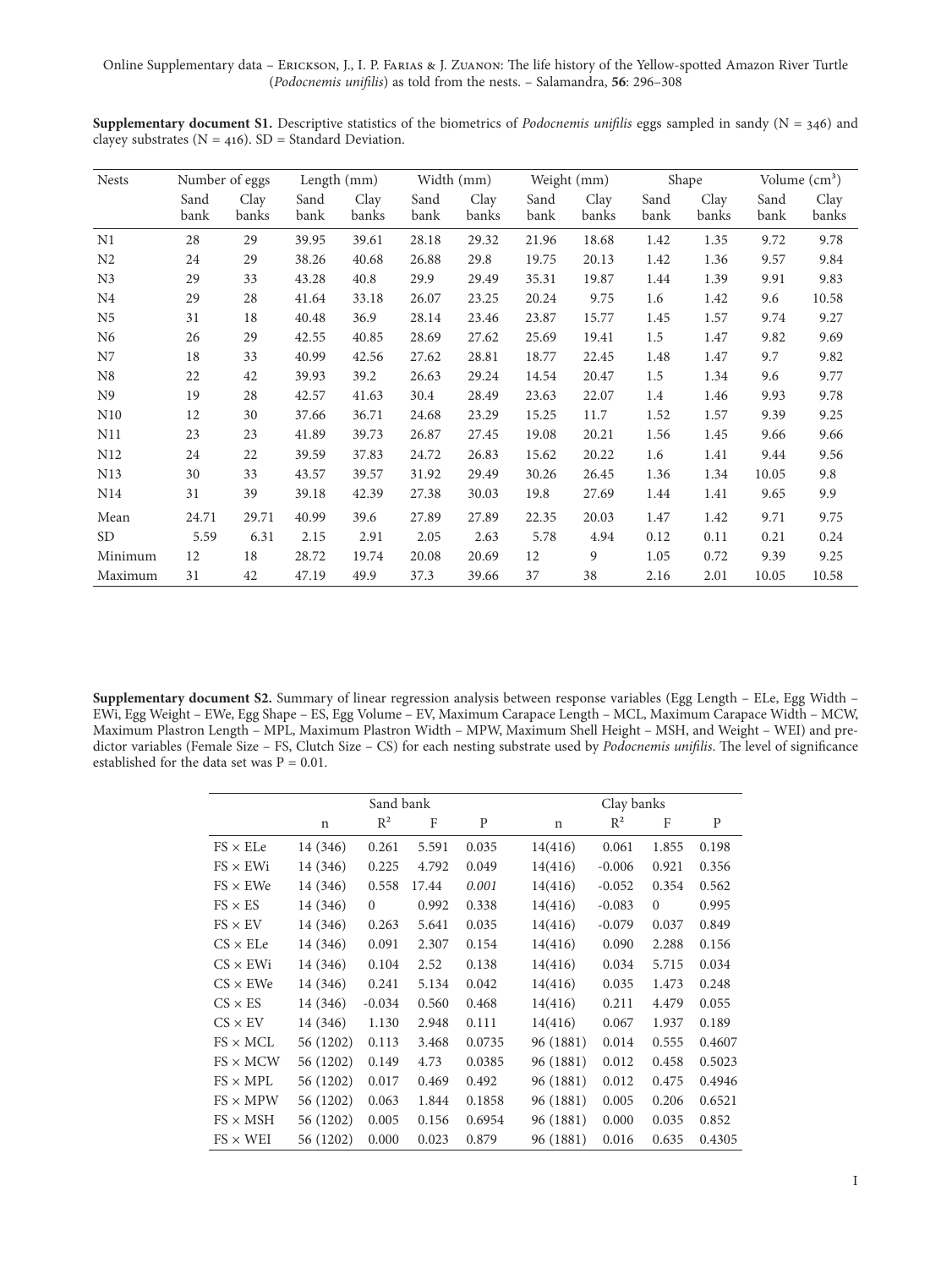**Supplementary document S1.** Descriptive statistics of the biometrics of *Podocnemis unifilis* eggs sampled in sandy (N = 346) and clayey substrates (N = 416). SD = Standard Deviation.

| Nests | Number of eggs | | Length (mm) | | Width (mm) | | Weight (mm) | | Shape | | Volume (cm³) | |
|---|---|---|---|---|---|---|---|---|---|---|---|---|
| | Sand bank | Clay banks | Sand bank | Clay banks | Sand bank | Clay banks | Sand bank | Clay banks | Sand bank | Clay banks | Sand bank | Clay banks |
| N1 | 28 | 29 | 39.95 | 39.61 | 28.18 | 29.32 | 21.96 | 18.68 | 1.42 | 1.35 | 9.72 | 9.78 |
| N2 | 24 | 29 | 38.26 | 40.68 | 26.88 | 29.8 | 19.75 | 20.13 | 1.42 | 1.36 | 9.57 | 9.84 |
| N3 | 29 | 33 | 43.28 | 40.8 | 29.9 | 29.49 | 35.31 | 19.87 | 1.44 | 1.39 | 9.91 | 9.83 |
| N4 | 29 | 28 | 41.64 | 33.18 | 26.07 | 23.25 | 20.24 | 9.75 | 1.6 | 1.42 | 9.6 | 10.58 |
| N5 | 31 | 18 | 40.48 | 36.9 | 28.14 | 23.46 | 23.87 | 15.77 | 1.45 | 1.57 | 9.74 | 9.27 |
| N6 | 26 | 29 | 42.55 | 40.85 | 28.69 | 27.62 | 25.69 | 19.41 | 1.5 | 1.47 | 9.82 | 9.69 |
| N7 | 18 | 33 | 40.99 | 42.56 | 27.62 | 28.81 | 18.77 | 22.45 | 1.48 | 1.47 | 9.7 | 9.82 |
| N8 | 22 | 42 | 39.93 | 39.2 | 26.63 | 29.24 | 14.54 | 20.47 | 1.5 | 1.34 | 9.6 | 9.77 |
| N9 | 19 | 28 | 42.57 | 41.63 | 30.4 | 28.49 | 23.63 | 22.07 | 1.4 | 1.46 | 9.93 | 9.78 |
| N10 | 12 | 30 | 37.66 | 36.71 | 24.68 | 23.29 | 15.25 | 11.7 | 1.52 | 1.57 | 9.39 | 9.25 |
| N11 | 23 | 23 | 41.89 | 39.73 | 26.87 | 27.45 | 19.08 | 20.21 | 1.56 | 1.45 | 9.66 | 9.66 |
| N12 | 24 | 22 | 39.59 | 37.83 | 24.72 | 26.83 | 15.62 | 20.22 | 1.6 | 1.41 | 9.44 | 9.56 |
| N13 | 30 | 33 | 43.57 | 39.57 | 31.92 | 29.49 | 30.26 | 26.45 | 1.36 | 1.34 | 10.05 | 9.8 |
| N14 | 31 | 39 | 39.18 | 42.39 | 27.38 | 30.03 | 19.8 | 27.69 | 1.44 | 1.41 | 9.65 | 9.9 |
| Mean | 24.71 | 29.71 | 40.99 | 39.6 | 27.89 | 27.89 | 22.35 | 20.03 | 1.47 | 1.42 | 9.71 | 9.75 |
| SD | 5.59 | 6.31 | 2.15 | 2.91 | 2.05 | 2.63 | 5.78 | 4.94 | 0.12 | 0.11 | 0.21 | 0.24 |
| Minimum | 12 | 18 | 28.72 | 19.74 | 20.08 | 20.69 | 12 | 9 | 1.05 | 0.72 | 9.39 | 9.25 |
| Maximum | 31 | 42 | 47.19 | 49.9 | 37.3 | 39.66 | 37 | 38 | 2.16 | 2.01 | 10.05 | 10.58 |

**Supplementary document S2.** Summary of linear regression analysis between response variables (Egg Length – ELe, Egg Width – EWi, Egg Weight – EWe, Egg Shape – ES, Egg Volume – EV, Maximum Carapace Length – MCL, Maximum Carapace Width – MCW, Maximum Plastron Length – MPL, Maximum Plastron Width – MPW, Maximum Shell Height – MSH, and Weight – WEI) and predictor variables (Female Size – FS, Clutch Size – CS) for each nesting substrate used by *Podocnemis unifilis*. The level of significance established for the data set was P = 0.01.

| | Sand bank | | | | Clay banks | | | |
|---|---|---|---|---|---|---|---|---|
| | n | $R^2$ | F | P | n | $R^2$ | F | P |
| FS × ELe | 14 (346) | 0.261 | 5.591 | 0.035 | 14(416) | 0.061 | 1.855 | 0.198 |
| FS × EWi | 14 (346) | 0.225 | 4.792 | 0.049 | 14(416) | -0.006 | 0.921 | 0.356 |
| FS × EWe | 14 (346) | 0.558 | 17.44 | *0.001* | 14(416) | -0.052 | 0.354 | 0.562 |
| FS × ES | 14 (346) | 0 | 0.992 | 0.338 | 14(416) | -0.083 | 0 | 0.995 |
| FS × EV | 14 (346) | 0.263 | 5.641 | 0.035 | 14(416) | -0.079 | 0.037 | 0.849 |
| CS × ELe | 14 (346) | 0.091 | 2.307 | 0.154 | 14(416) | 0.090 | 2.288 | 0.156 |
| CS × EWi | 14 (346) | 0.104 | 2.52 | 0.138 | 14(416) | 0.034 | 5.715 | 0.034 |
| CS × EWe | 14 (346) | 0.241 | 5.134 | 0.042 | 14(416) | 0.035 | 1.473 | 0.248 |
| CS × ES | 14 (346) | -0.034 | 0.560 | 0.468 | 14(416) | 0.211 | 4.479 | 0.055 |
| CS × EV | 14 (346) | 1.130 | 2.948 | 0.111 | 14(416) | 0.067 | 1.937 | 0.189 |
| FS × MCL | 56 (1202) | 0.113 | 3.468 | 0.0735 | 96 (1881) | 0.014 | 0.555 | 0.4607 |
| FS × MCW | 56 (1202) | 0.149 | 4.73 | 0.0385 | 96 (1881) | 0.012 | 0.458 | 0.5023 |
| FS × MPL | 56 (1202) | 0.017 | 0.469 | 0.492 | 96 (1881) | 0.012 | 0.475 | 0.4946 |
| FS × MPW | 56 (1202) | 0.063 | 1.844 | 0.1858 | 96 (1881) | 0.005 | 0.206 | 0.6521 |
| FS × MSH | 56 (1202) | 0.005 | 0.156 | 0.6954 | 96 (1881) | 0.000 | 0.035 | 0.852 |
| FS × WEI | 56 (1202) | 0.000 | 0.023 | 0.879 | 96 (1881) | 0.016 | 0.635 | 0.4305 |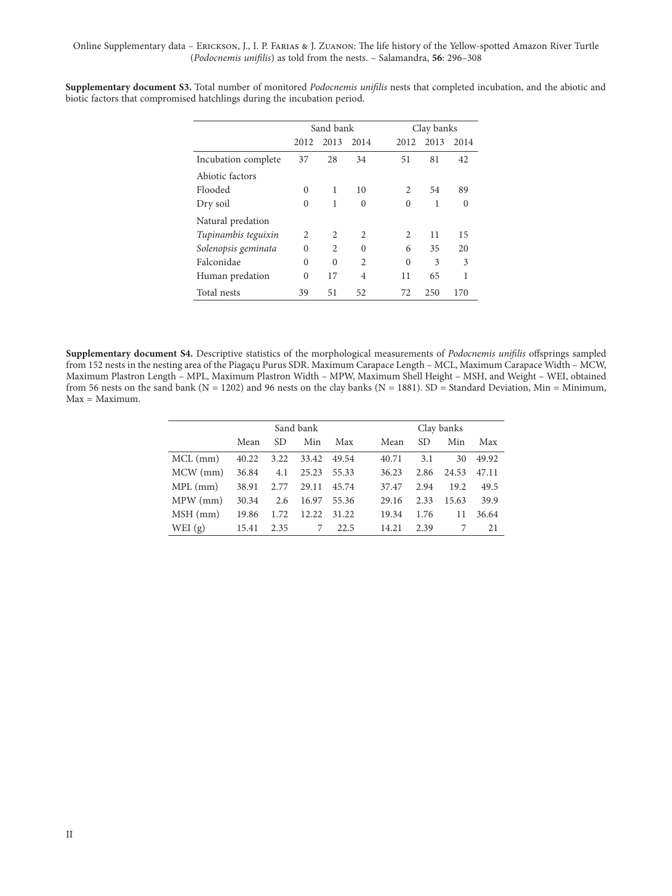**Supplementary document S3.** Total number of monitored *Podocnemis unifilis* nests that completed incubation, and the abiotic and biotic factors that compromised hatchlings during the incubation period.

| | Sand bank | | | Clay banks | | |
|---|---|---|---|---|---|---|
| | 2012 | 2013 | 2014 | 2012 | 2013 | 2014 |
| Incubation complete | 37 | 28 | 34 | 51 | 81 | 42 |
| Abiotic factors | | | | | | |
| Flooded | 0 | 1 | 10 | 2 | 54 | 89 |
| Dry soil | 0 | 1 | 0 | 0 | 1 | 0 |
| Natural predation | | | | | | |
| *Tupinambis teguixin* | 2 | 2 | 2 | 2 | 11 | 15 |
| *Solenopsis geminata* | 0 | 2 | 0 | 6 | 35 | 20 |
| Falconidae | 0 | 0 | 2 | 0 | 3 | 3 |
| Human predation | 0 | 17 | 4 | 11 | 65 | 1 |
| Total nests | 39 | 51 | 52 | 72 | 250 | 170 |

**Supplementary document S4.** Descriptive statistics of the morphological measurements of *Podocnemis unifilis* offsprings sampled from 152 nests in the nesting area of the Piagaçu Purus SDR. Maximum Carapace Length – MCL, Maximum Carapace Width – MCW, Maximum Plastron Length – MPL, Maximum Plastron Width – MPW, Maximum Shell Height – MSH, and Weight – WEI, obtained from 56 nests on the sand bank (N = 1202) and 96 nests on the clay banks (N = 1881). SD = Standard Deviation, Min = Minimum, Max = Maximum.

| | Sand bank | | | | Clay banks | | | |
|---|---|---|---|---|---|---|---|---|
| | Mean | SD | Min | Max | Mean | SD | Min | Max |
| MCL (mm) | 40.22 | 3.22 | 33.42 | 49.54 | 40.71 | 3.1 | 30 | 49.92 |
| MCW (mm) | 36.84 | 4.1 | 25.23 | 55.33 | 36.23 | 2.86 | 24.53 | 47.11 |
| MPL (mm) | 38.91 | 2.77 | 29.11 | 45.74 | 37.47 | 2.94 | 19.2 | 49.5 |
| MPW (mm) | 30.34 | 2.6 | 16.97 | 55.36 | 29.16 | 2.33 | 15.63 | 39.9 |
| MSH (mm) | 19.86 | 1.72 | 12.22 | 31.22 | 19.34 | 1.76 | 11 | 36.64 |
| WEI (g) | 15.41 | 2.35 | 7 | 22.5 | 14.21 | 2.39 | 7 | 21 |